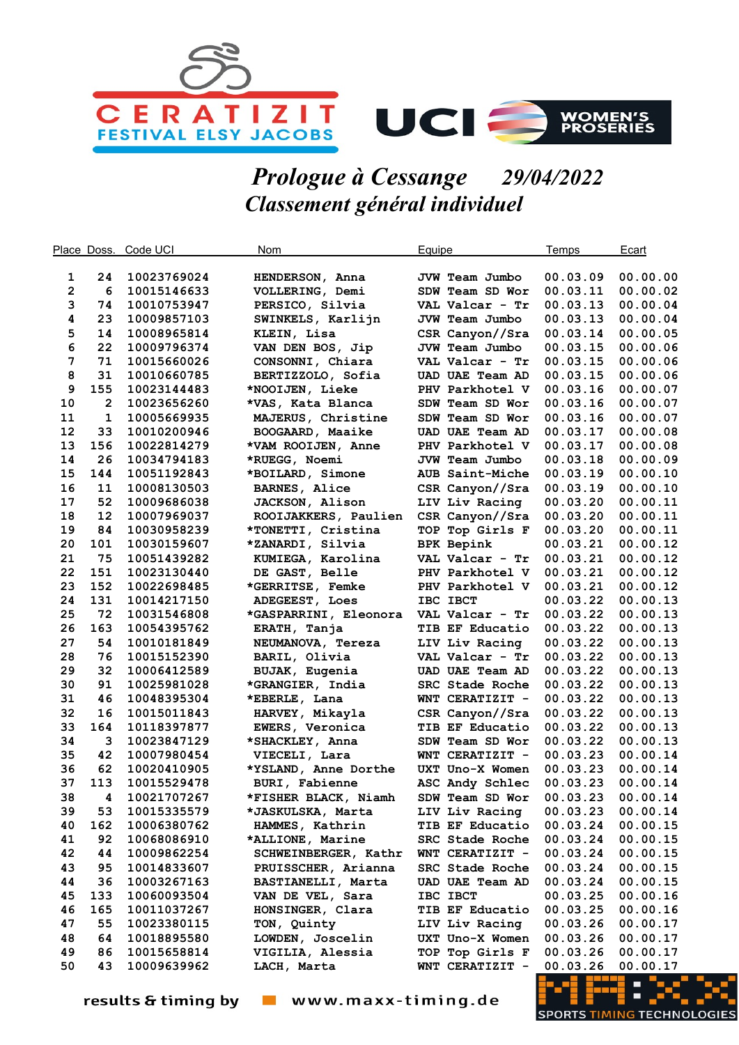CERATIZIT FESTIVAL ELSY JACOBS

UCI WOMEN'S PROSERIES

# Prologue à Cessange 29/04/2022

## Classement général individuel

| Place | Doss. | Code UCI | Nom | Equipe | Temps | Ecart |
|---|---|---|---|---|---|---|
| 1 | 24 | 10023769024 | HENDERSON, Anna | JVW Team Jumbo | 00.03.09 | 00.00.00 |
| 2 | 6 | 10015146633 | VOLLERING, Demi | SDW Team SD Wor | 00.03.11 | 00.00.02 |
| 3 | 74 | 10010753947 | PERSICO, Silvia | VAL Valcar - Tr | 00.03.13 | 00.00.04 |
| 4 | 23 | 10009857103 | SWINKELS, Karlijn | JVW Team Jumbo | 00.03.13 | 00.00.04 |
| 5 | 14 | 10008965814 | KLEIN, Lisa | CSR Canyon//Sra | 00.03.14 | 00.00.05 |
| 6 | 22 | 10009796374 | VAN DEN BOS, Jip | JVW Team Jumbo | 00.03.15 | 00.00.06 |
| 7 | 71 | 10015660026 | CONSONNI, Chiara | VAL Valcar - Tr | 00.03.15 | 00.00.06 |
| 8 | 31 | 10010660785 | BERTIZZOLO, Sofia | UAD UAE Team AD | 00.03.15 | 00.00.06 |
| 9 | 155 | 10023144483 | *NOOIJEN, Lieke | PHV Parkhotel V | 00.03.16 | 00.00.07 |
| 10 | 2 | 10023656260 | *VAS, Kata Blanca | SDW Team SD Wor | 00.03.16 | 00.00.07 |
| 11 | 1 | 10005669935 | MAJERUS, Christine | SDW Team SD Wor | 00.03.16 | 00.00.07 |
| 12 | 33 | 10010200946 | BOOGAARD, Maaike | UAD UAE Team AD | 00.03.17 | 00.00.08 |
| 13 | 156 | 10022814279 | *VAM ROOIJEN, Anne | PHV Parkhotel V | 00.03.17 | 00.00.08 |
| 14 | 26 | 10034794183 | *RUEGG, Noemi | JVW Team Jumbo | 00.03.18 | 00.00.09 |
| 15 | 144 | 10051192843 | *BOILARD, Simone | AUB Saint-Miche | 00.03.19 | 00.00.10 |
| 16 | 11 | 10008130503 | BARNES, Alice | CSR Canyon//Sra | 00.03.19 | 00.00.10 |
| 17 | 52 | 10009686038 | JACKSON, Alison | LIV Liv Racing | 00.03.20 | 00.00.11 |
| 18 | 12 | 10007969037 | ROOIJAKKERS, Paulien | CSR Canyon//Sra | 00.03.20 | 00.00.11 |
| 19 | 84 | 10030958239 | *TONETTI, Cristina | TOP Top Girls F | 00.03.20 | 00.00.11 |
| 20 | 101 | 10030159607 | *ZANARDI, Silvia | BPK Bepink | 00.03.21 | 00.00.12 |
| 21 | 75 | 10051439282 | KUMIEGA, Karolina | VAL Valcar - Tr | 00.03.21 | 00.00.12 |
| 22 | 151 | 10023130440 | DE GAST, Belle | PHV Parkhotel V | 00.03.21 | 00.00.12 |
| 23 | 152 | 10022698485 | *GERRITSE, Femke | PHV Parkhotel V | 00.03.21 | 00.00.12 |
| 24 | 131 | 10014217150 | ADEGEEST, Loes | IBC IBCT | 00.03.22 | 00.00.13 |
| 25 | 72 | 10031546808 | *GASPARRINI, Eleonora | VAL Valcar - Tr | 00.03.22 | 00.00.13 |
| 26 | 163 | 10054395762 | ERATH, Tanja | TIB EF Educatio | 00.03.22 | 00.00.13 |
| 27 | 54 | 10010181849 | NEUMANOVA, Tereza | LIV Liv Racing | 00.03.22 | 00.00.13 |
| 28 | 76 | 10015152390 | BARIL, Olivia | VAL Valcar - Tr | 00.03.22 | 00.00.13 |
| 29 | 32 | 10006412589 | BUJAK, Eugenia | UAD UAE Team AD | 00.03.22 | 00.00.13 |
| 30 | 91 | 10025981028 | *GRANGIER, India | SRC Stade Roche | 00.03.22 | 00.00.13 |
| 31 | 46 | 10048395304 | *EBERLE, Lana | WNT CERATIZIT - | 00.03.22 | 00.00.13 |
| 32 | 16 | 10015011843 | HARVEY, Mikayla | CSR Canyon//Sra | 00.03.22 | 00.00.13 |
| 33 | 164 | 10118397877 | EWERS, Veronica | TIB EF Educatio | 00.03.22 | 00.00.13 |
| 34 | 3 | 10023847129 | *SHACKLEY, Anna | SDW Team SD Wor | 00.03.22 | 00.00.13 |
| 35 | 42 | 10007980454 | VIECELI, Lara | WNT CERATIZIT - | 00.03.23 | 00.00.14 |
| 36 | 62 | 10020410905 | *YSLAND, Anne Dorthe | UXT Uno-X Women | 00.03.23 | 00.00.14 |
| 37 | 113 | 10015529478 | BURI, Fabienne | ASC Andy Schlec | 00.03.23 | 00.00.14 |
| 38 | 4 | 10021707267 | *FISHER BLACK, Niamh | SDW Team SD Wor | 00.03.23 | 00.00.14 |
| 39 | 53 | 10015335579 | *JASKULSKA, Marta | LIV Liv Racing | 00.03.23 | 00.00.14 |
| 40 | 162 | 10006380762 | HAMMES, Kathrin | TIB EF Educatio | 00.03.24 | 00.00.15 |
| 41 | 92 | 10068086910 | *ALLIONE, Marine | SRC Stade Roche | 00.03.24 | 00.00.15 |
| 42 | 44 | 10009862254 | SCHWEINBERGER, Kathr | WNT CERATIZIT - | 00.03.24 | 00.00.15 |
| 43 | 95 | 10014833607 | PRUISSCHER, Arianna | SRC Stade Roche | 00.03.24 | 00.00.15 |
| 44 | 36 | 10003267163 | BASTIANELLI, Marta | UAD UAE Team AD | 00.03.24 | 00.00.15 |
| 45 | 133 | 10060093504 | VAN DE VEL, Sara | IBC IBCT | 00.03.25 | 00.00.16 |
| 46 | 165 | 10011037267 | HONSINGER, Clara | TIB EF Educatio | 00.03.25 | 00.00.16 |
| 47 | 55 | 10023380115 | TON, Quinty | LIV Liv Racing | 00.03.26 | 00.00.17 |
| 48 | 64 | 10018895580 | LOWDEN, Joscelin | UXT Uno-X Women | 00.03.26 | 00.00.17 |
| 49 | 86 | 10015658814 | VIGILIA, Alessia | TOP Top Girls F | 00.03.26 | 00.00.17 |
| 50 | 43 | 10009639962 | LACH, Marta | WNT CERATIZIT - | 00.03.26 | 00.00.17 |

results & timing by www.maxx-timing.de

SPORTS TIMING TECHNOLOGIES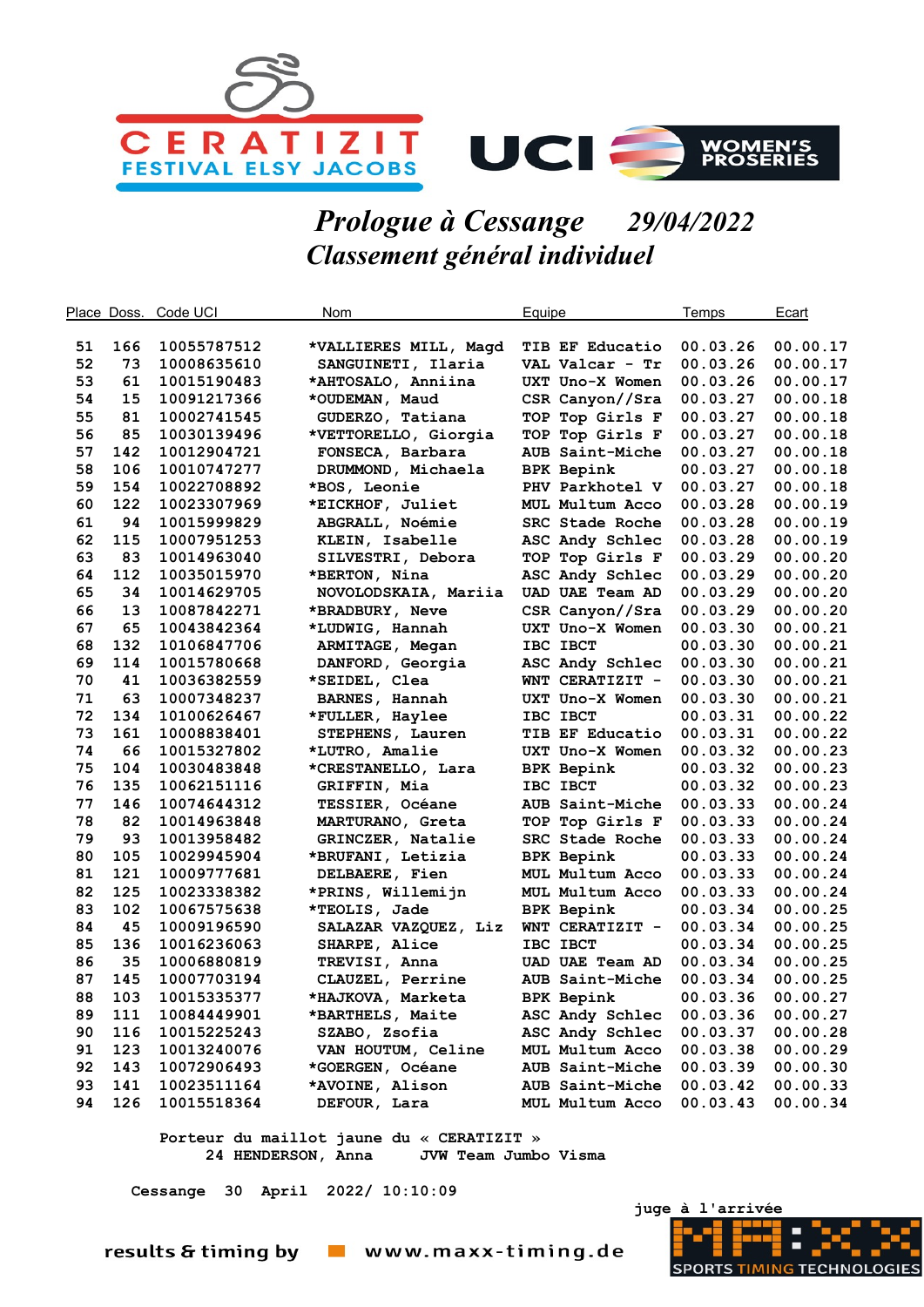CERATIZIT FESTIVAL ELSY JACOBS

UCI WOMEN'S PROSERIES

# *Prologue à Cessange 29/04/2022*

## *Classement général individuel*

| Place | Doss. | Code UCI | Nom | Equipe | Temps | Ecart |
|---|---|---|---|---|---|---|
| 51 | 166 | 10055787512 | *VALLIERES MILL, Magd | TIB EF Educatio | 00.03.26 | 00.00.17 |
| 52 | 73 | 10008635610 | SANGUINETI, Ilaria | VAL Valcar - Tr | 00.03.26 | 00.00.17 |
| 53 | 61 | 10015190483 | *AHTOSALO, Anniina | UXT Uno-X Women | 00.03.26 | 00.00.17 |
| 54 | 15 | 10091217366 | *OUDEMAN, Maud | CSR Canyon//Sra | 00.03.27 | 00.00.18 |
| 55 | 81 | 10002741545 | GUDERZO, Tatiana | TOP Top Girls F | 00.03.27 | 00.00.18 |
| 56 | 85 | 10030139496 | *VETTORELLO, Giorgia | TOP Top Girls F | 00.03.27 | 00.00.18 |
| 57 | 142 | 10012904721 | FONSECA, Barbara | AUB Saint-Miche | 00.03.27 | 00.00.18 |
| 58 | 106 | 10010747277 | DRUMMOND, Michaela | BPK Bepink | 00.03.27 | 00.00.18 |
| 59 | 154 | 10022708892 | *BOS, Leonie | PHV Parkhotel V | 00.03.27 | 00.00.18 |
| 60 | 122 | 10023307969 | *EICKHOF, Juliet | MUL Multum Acco | 00.03.28 | 00.00.19 |
| 61 | 94 | 10015999829 | ABGRALL, Noémie | SRC Stade Roche | 00.03.28 | 00.00.19 |
| 62 | 115 | 10007951253 | KLEIN, Isabelle | ASC Andy Schlec | 00.03.28 | 00.00.19 |
| 63 | 83 | 10014963040 | SILVESTRI, Debora | TOP Top Girls F | 00.03.29 | 00.00.20 |
| 64 | 112 | 10035015970 | *BERTON, Nina | ASC Andy Schlec | 00.03.29 | 00.00.20 |
| 65 | 34 | 10014629705 | NOVOLODSKAIA, Mariia | UAD UAE Team AD | 00.03.29 | 00.00.20 |
| 66 | 13 | 10087842271 | *BRADBURY, Neve | CSR Canyon//Sra | 00.03.29 | 00.00.20 |
| 67 | 65 | 10043842364 | *LUDWIG, Hannah | UXT Uno-X Women | 00.03.30 | 00.00.21 |
| 68 | 132 | 10106847706 | ARMITAGE, Megan | IBC IBCT | 00.03.30 | 00.00.21 |
| 69 | 114 | 10015780668 | DANFORD, Georgia | ASC Andy Schlec | 00.03.30 | 00.00.21 |
| 70 | 41 | 10036382559 | *SEIDEL, Clea | WNT CERATIZIT - | 00.03.30 | 00.00.21 |
| 71 | 63 | 10007348237 | BARNES, Hannah | UXT Uno-X Women | 00.03.30 | 00.00.21 |
| 72 | 134 | 10100626467 | *FULLER, Haylee | IBC IBCT | 00.03.31 | 00.00.22 |
| 73 | 161 | 10008838401 | STEPHENS, Lauren | TIB EF Educatio | 00.03.31 | 00.00.22 |
| 74 | 66 | 10015327802 | *LUTRO, Amalie | UXT Uno-X Women | 00.03.32 | 00.00.23 |
| 75 | 104 | 10030483848 | *CRESTANELLO, Lara | BPK Bepink | 00.03.32 | 00.00.23 |
| 76 | 135 | 10062151116 | GRIFFIN, Mia | IBC IBCT | 00.03.32 | 00.00.23 |
| 77 | 146 | 10074644312 | TESSIER, Océane | AUB Saint-Miche | 00.03.33 | 00.00.24 |
| 78 | 82 | 10014963848 | MARTURANO, Greta | TOP Top Girls F | 00.03.33 | 00.00.24 |
| 79 | 93 | 10013958482 | GRINCZER, Natalie | SRC Stade Roche | 00.03.33 | 00.00.24 |
| 80 | 105 | 10029945904 | *BRUFANI, Letizia | BPK Bepink | 00.03.33 | 00.00.24 |
| 81 | 121 | 10009777681 | DELBAERE, Fien | MUL Multum Acco | 00.03.33 | 00.00.24 |
| 82 | 125 | 10023338382 | *PRINS, Willemijn | MUL Multum Acco | 00.03.33 | 00.00.24 |
| 83 | 102 | 10067575638 | *TEOLIS, Jade | BPK Bepink | 00.03.34 | 00.00.25 |
| 84 | 45 | 10009196590 | SALAZAR VAZQUEZ, Liz | WNT CERATIZIT - | 00.03.34 | 00.00.25 |
| 85 | 136 | 10016236063 | SHARPE, Alice | IBC IBCT | 00.03.34 | 00.00.25 |
| 86 | 35 | 10006880819 | TREVISI, Anna | UAD UAE Team AD | 00.03.34 | 00.00.25 |
| 87 | 145 | 10007703194 | CLAUZEL, Perrine | AUB Saint-Miche | 00.03.34 | 00.00.25 |
| 88 | 103 | 10015335377 | *HAJKOVA, Marketa | BPK Bepink | 00.03.36 | 00.00.27 |
| 89 | 111 | 10084449901 | *BARTHELS, Maite | ASC Andy Schlec | 00.03.36 | 00.00.27 |
| 90 | 116 | 10015225243 | SZABO, Zsofia | ASC Andy Schlec | 00.03.37 | 00.00.28 |
| 91 | 123 | 10013240076 | VAN HOUTUM, Celine | MUL Multum Acco | 00.03.38 | 00.00.29 |
| 92 | 143 | 10072906493 | *GOERGEN, Océane | AUB Saint-Miche | 00.03.39 | 00.00.30 |
| 93 | 141 | 10023511164 | *AVOINE, Alison | AUB Saint-Miche | 00.03.42 | 00.00.33 |
| 94 | 126 | 10015518364 | DEFOUR, Lara | MUL Multum Acco | 00.03.43 | 00.00.34 |

Porteur du maillot jaune du « CERATIZIT »
24 HENDERSON, Anna JVW Team Jumbo Visma

Cessange 30 April 2022/ 10:10:09

juge à l'arrivée

results & timing by www.maxx-timing.de

SPORTS TIMING TECHNOLOGIES